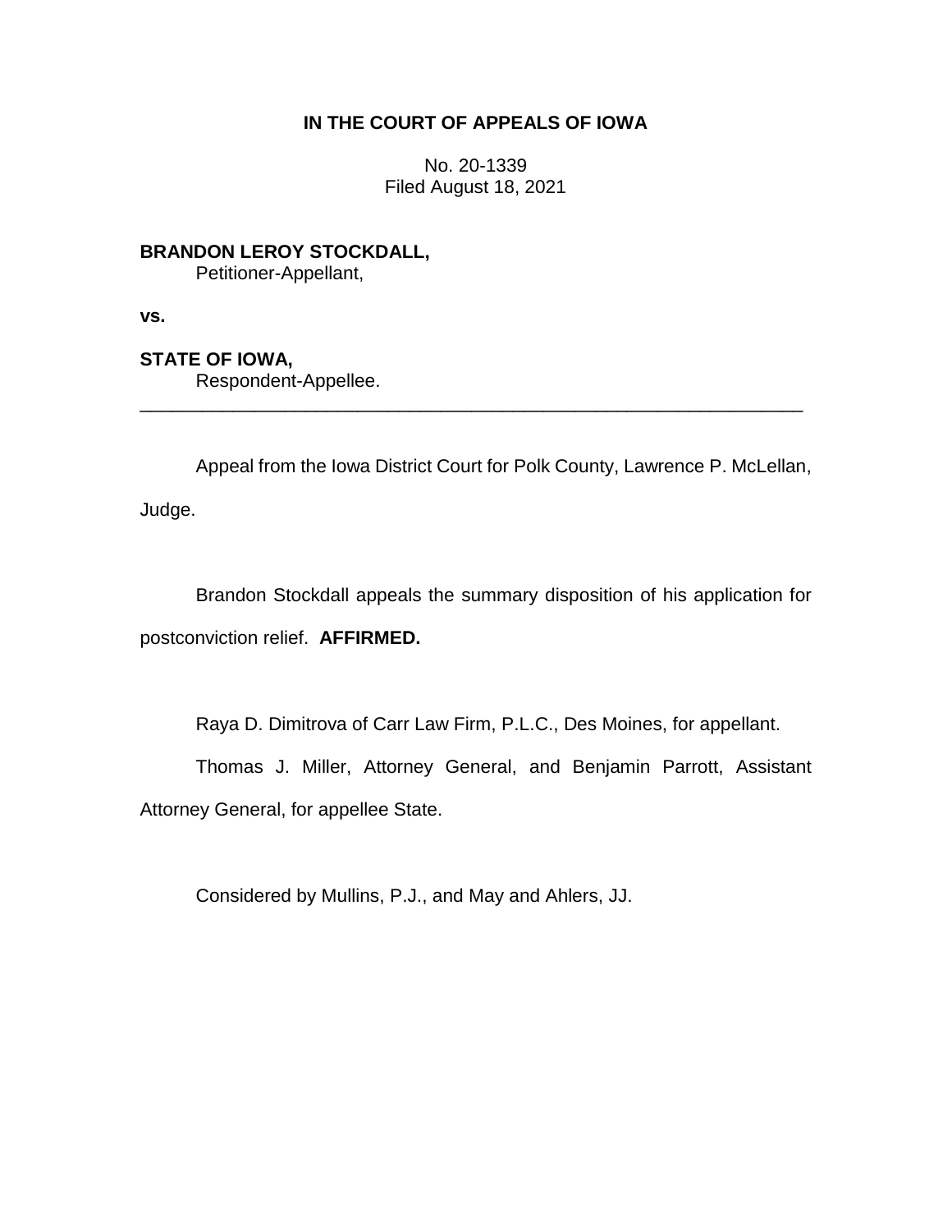**IN THE COURT OF APPEALS OF IOWA**

No. 20-1339
Filed August 18, 2021

**BRANDON LEROY STOCKDALL,**
Petitioner-Appellant,

**vs.**

**STATE OF IOWA,**
Respondent-Appellee.

---

Appeal from the Iowa District Court for Polk County, Lawrence P. McLellan, Judge.

Brandon Stockdall appeals the summary disposition of his application for postconviction relief. **AFFIRMED.**

Raya D. Dimitrova of Carr Law Firm, P.L.C., Des Moines, for appellant.

Thomas J. Miller, Attorney General, and Benjamin Parrott, Assistant Attorney General, for appellee State.

Considered by Mullins, P.J., and May and Ahlers, JJ.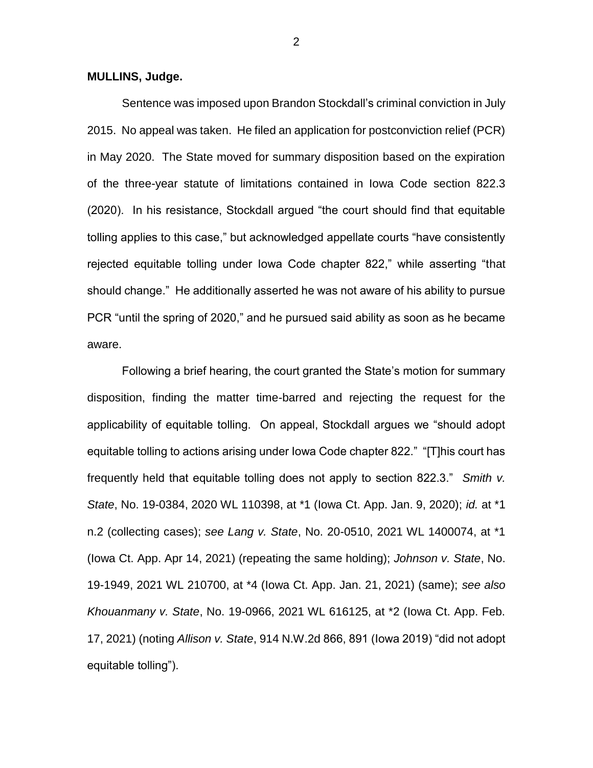**MULLINS, Judge.**

Sentence was imposed upon Brandon Stockdall's criminal conviction in July 2015. No appeal was taken. He filed an application for postconviction relief (PCR) in May 2020. The State moved for summary disposition based on the expiration of the three-year statute of limitations contained in Iowa Code section 822.3 (2020). In his resistance, Stockdall argued "the court should find that equitable tolling applies to this case," but acknowledged appellate courts "have consistently rejected equitable tolling under Iowa Code chapter 822," while asserting "that should change." He additionally asserted he was not aware of his ability to pursue PCR "until the spring of 2020," and he pursued said ability as soon as he became aware.

Following a brief hearing, the court granted the State's motion for summary disposition, finding the matter time-barred and rejecting the request for the applicability of equitable tolling. On appeal, Stockdall argues we "should adopt equitable tolling to actions arising under Iowa Code chapter 822." "[T]his court has frequently held that equitable tolling does not apply to section 822.3." *Smith v. State*, No. 19-0384, 2020 WL 110398, at *1 (Iowa Ct. App. Jan. 9, 2020); *id.* at *1 n.2 (collecting cases); *see Lang v. State*, No. 20-0510, 2021 WL 1400074, at *1 (Iowa Ct. App. Apr 14, 2021) (repeating the same holding); *Johnson v. State*, No. 19-1949, 2021 WL 210700, at *4 (Iowa Ct. App. Jan. 21, 2021) (same); *see also Khouanmany v. State*, No. 19-0966, 2021 WL 616125, at *2 (Iowa Ct. App. Feb. 17, 2021) (noting *Allison v. State*, 914 N.W.2d 866, 891 (Iowa 2019) "did not adopt equitable tolling").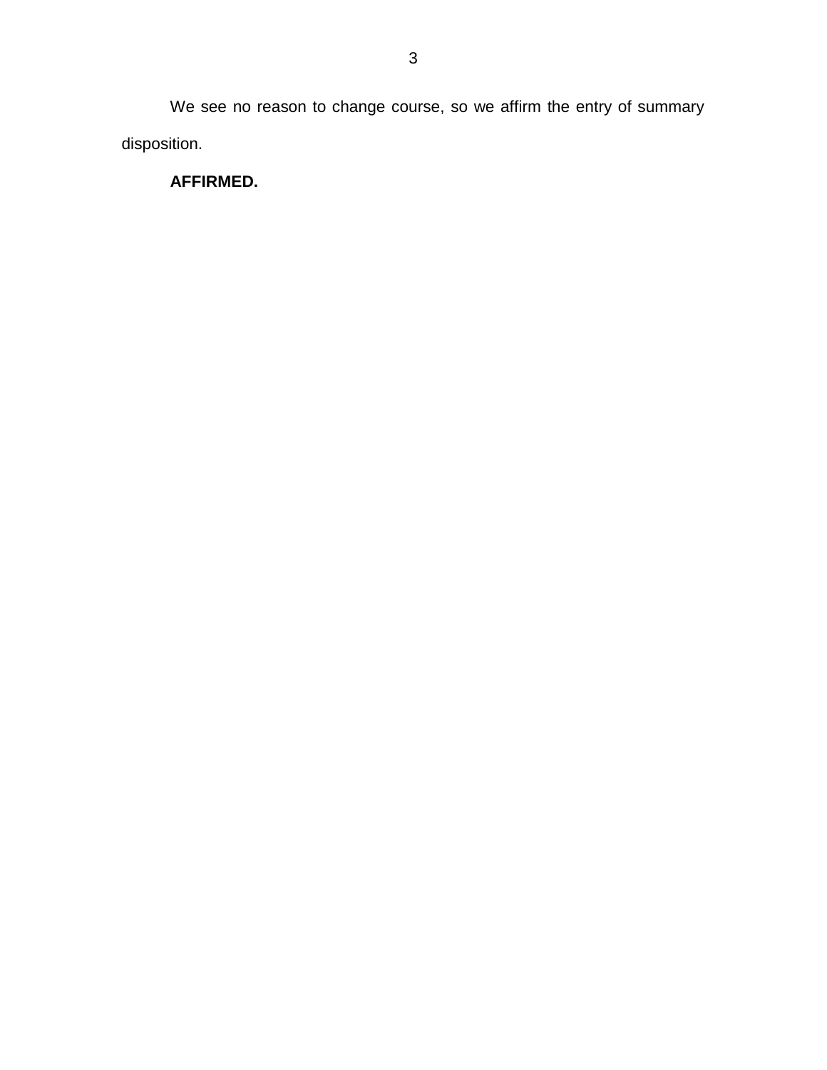We see no reason to change course, so we affirm the entry of summary disposition.

**AFFIRMED.**